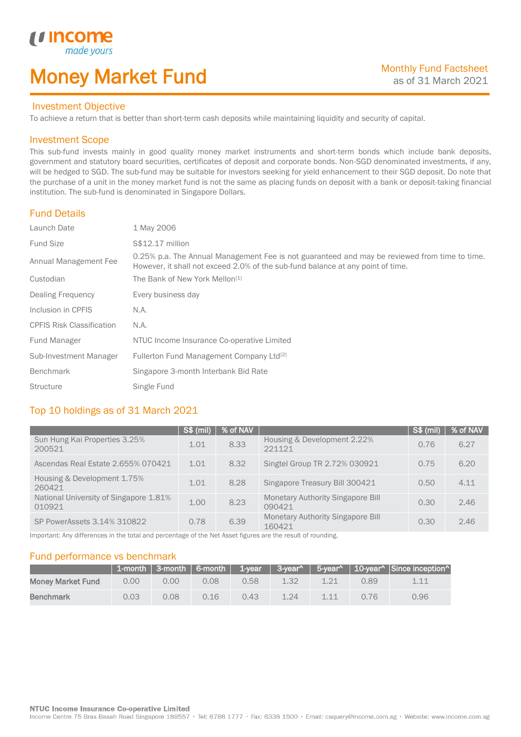# Money Market Fund

Monthly Fund Factsheet
as of 31 March 2021

## Investment Objective

To achieve a return that is better than short-term cash deposits while maintaining liquidity and security of capital.

## Investment Scope

This sub-fund invests mainly in good quality money market instruments and short-term bonds which include bank deposits, government and statutory board securities, certificates of deposit and corporate bonds. Non-SGD denominated investments, if any, will be hedged to SGD. The sub-fund may be suitable for investors seeking for yield enhancement to their SGD deposit. Do note that the purchase of a unit in the money market fund is not the same as placing funds on deposit with a bank or deposit-taking financial institution. The sub-fund is denominated in Singapore Dollars.

## Fund Details

| | |
|---|---|
| Launch Date | 1 May 2006 |
| Fund Size | S$12.17 million |
| Annual Management Fee | 0.25% p.a. The Annual Management Fee is not guaranteed and may be reviewed from time to time. However, it shall not exceed 2.0% of the sub-fund balance at any point of time. |
| Custodian | The Bank of New York Mellon[1] |
| Dealing Frequency | Every business day |
| Inclusion in CPFIS | N.A. |
| CPFIS Risk Classification | N.A. |
| Fund Manager | NTUC Income Insurance Co-operative Limited |
| Sub-Investment Manager | Fullerton Fund Management Company Ltd[2] |
| Benchmark | Singapore 3-month Interbank Bid Rate |
| Structure | Single Fund |

## Top 10 holdings as of 31 March 2021

| | S$ (mil) | % of NAV | | S$ (mil) | % of NAV |
|---|---|---|---|---|---|
| Sun Hung Kai Properties 3.25% 200521 | 1.01 | 8.33 | Housing & Development 2.22% 221121 | 0.76 | 6.27 |
| Ascendas Real Estate 2.655% 070421 | 1.01 | 8.32 | Singtel Group TR 2.72% 030921 | 0.75 | 6.20 |
| Housing & Development 1.75% 260421 | 1.01 | 8.28 | Singapore Treasury Bill 300421 | 0.50 | 4.11 |
| National University of Singapore 1.81% 010921 | 1.00 | 8.23 | Monetary Authority Singapore Bill 090421 | 0.30 | 2.46 |
| SP PowerAssets 3.14% 310822 | 0.78 | 6.39 | Monetary Authority Singapore Bill 160421 | 0.30 | 2.46 |

Important: Any differences in the total and percentage of the Net Asset figures are the result of rounding.

## Fund performance vs benchmark

| | 1-month | 3-month | 6-month | 1-year | 3-year^ | 5-year^ | 10-year^ | Since inception^ |
|---|---|---|---|---|---|---|---|---|
| **Money Market Fund** | 0.00 | 0.00 | 0.08 | 0.58 | 1.32 | 1.21 | 0.89 | 1.11 |
| **Benchmark** | 0.03 | 0.08 | 0.16 | 0.43 | 1.24 | 1.11 | 0.76 | 0.96 |

**NTUC Income Insurance Co-operative Limited**
Income Centre 75 Bras Basah Road Singapore 189557 • Tel: 6788 1777 • Fax: 6338 1500 • Email: csquery@income.com.sg • Website: www.income.com.sg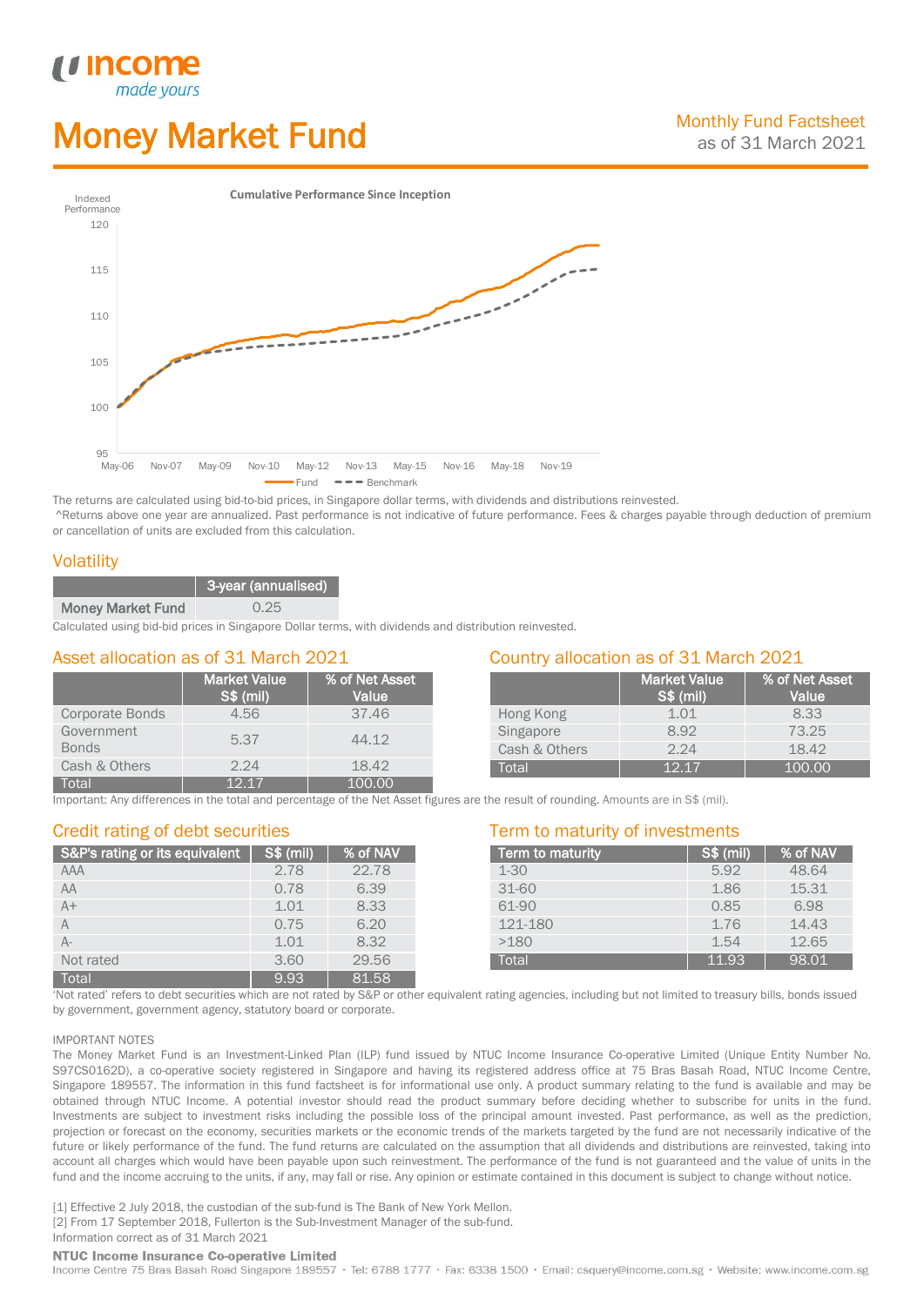# Money Market Fund

Monthly Fund Factsheet
as of 31 March 2021

Cumulative Performance Since Inception

Indexed Performance

120
115
110
105
100
95

May-06 Nov-07 May-09 Nov-10 May-12 Nov-13 May-15 Nov-16 May-18 Nov-19

Fund Benchmark

The returns are calculated using bid-to-bid prices, in Singapore dollar terms, with dividends and distributions reinvested.

^Returns above one year are annualized. Past performance is not indicative of future performance. Fees & charges payable through deduction of premium or cancellation of units are excluded from this calculation.

## Volatility

| | 3-year (annualised) |
|---|---|
| Money Market Fund | 0.25 |

Calculated using bid-bid prices in Singapore Dollar terms, with dividends and distribution reinvested.

## Asset allocation as of 31 March 2021

| | Market Value S$ (mil) | % of Net Asset Value |
|---|---|---|
| Corporate Bonds | 4.56 | 37.46 |
| Government Bonds | 5.37 | 44.12 |
| Cash & Others | 2.24 | 18.42 |
| Total | 12.17 | 100.00 |

## Country allocation as of 31 March 2021

| | Market Value S$ (mil) | % of Net Asset Value |
|---|---|---|
| Hong Kong | 1.01 | 8.33 |
| Singapore | 8.92 | 73.25 |
| Cash & Others | 2.24 | 18.42 |
| Total | 12.17 | 100.00 |

Important: Any differences in the total and percentage of the Net Asset figures are the result of rounding. Amounts are in S$ (mil).

## Credit rating of debt securities

| S&P's rating or its equivalent | S$ (mil) | % of NAV |
|---|---|---|
| AAA | 2.78 | 22.78 |
| AA | 0.78 | 6.39 |
| A+ | 1.01 | 8.33 |
| A | 0.75 | 6.20 |
| A- | 1.01 | 8.32 |
| Not rated | 3.60 | 29.56 |
| Total | 9.93 | 81.58 |

## Term to maturity of investments

| Term to maturity | S$ (mil) | % of NAV |
|---|---|---|
| 1-30 | 5.92 | 48.64 |
| 31-60 | 1.86 | 15.31 |
| 61-90 | 0.85 | 6.98 |
| 121-180 | 1.76 | 14.43 |
| >180 | 1.54 | 12.65 |
| Total | 11.93 | 98.01 |

'Not rated' refers to debt securities which are not rated by S&P or other equivalent rating agencies, including but not limited to treasury bills, bonds issued by government, government agency, statutory board or corporate.

IMPORTANT NOTES

The Money Market Fund is an Investment-Linked Plan (ILP) fund issued by NTUC Income Insurance Co-operative Limited (Unique Entity Number No. S97CS0162D), a co-operative society registered in Singapore and having its registered address office at 75 Bras Basah Road, NTUC Income Centre, Singapore 189557. The information in this fund factsheet is for informational use only. A product summary relating to the fund is available and may be obtained through NTUC Income. A potential investor should read the product summary before deciding whether to subscribe for units in the fund. Investments are subject to investment risks including the possible loss of the principal amount invested. Past performance, as well as the prediction, projection or forecast on the economy, securities markets or the economic trends of the markets targeted by the fund are not necessarily indicative of the future or likely performance of the fund. The fund returns are calculated on the assumption that all dividends and distributions are reinvested, taking into account all charges which would have been payable upon such reinvestment. The performance of the fund is not guaranteed and the value of units in the fund and the income accruing to the units, if any, may fall or rise. Any opinion or estimate contained in this document is subject to change without notice.

[1] Effective 2 July 2018, the custodian of the sub-fund is The Bank of New York Mellon.
[2] From 17 September 2018, Fullerton is the Sub-Investment Manager of the sub-fund.
Information correct as of 31 March 2021

**NTUC Income Insurance Co-operative Limited**
Income Centre 75 Bras Basah Road Singapore 189557 · Tel: 6788 1777 · Fax: 6338 1500 · Email: csquery@income.com.sg · Website: www.income.com.sg